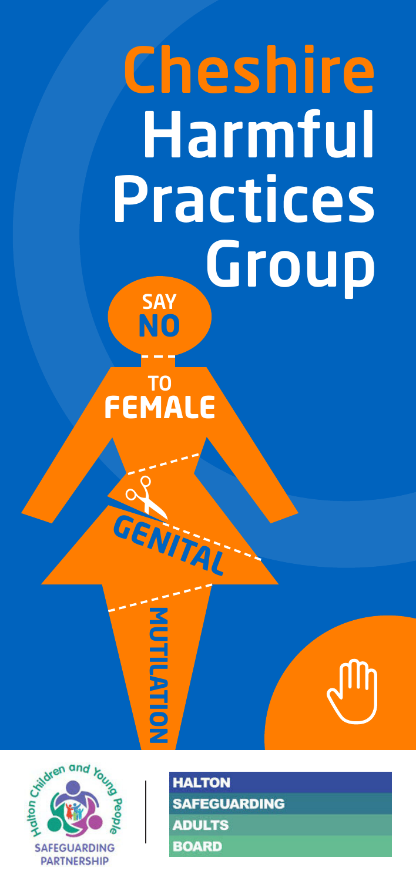# Cheshire Harmful Practices Group

**SAY NO TO FEMALE GENITAL MUTILATION**

Halton Children and Young People SAFEGUARDING PARTNERSHIP

HALTON SAFEGUARDING ADULTS BOARD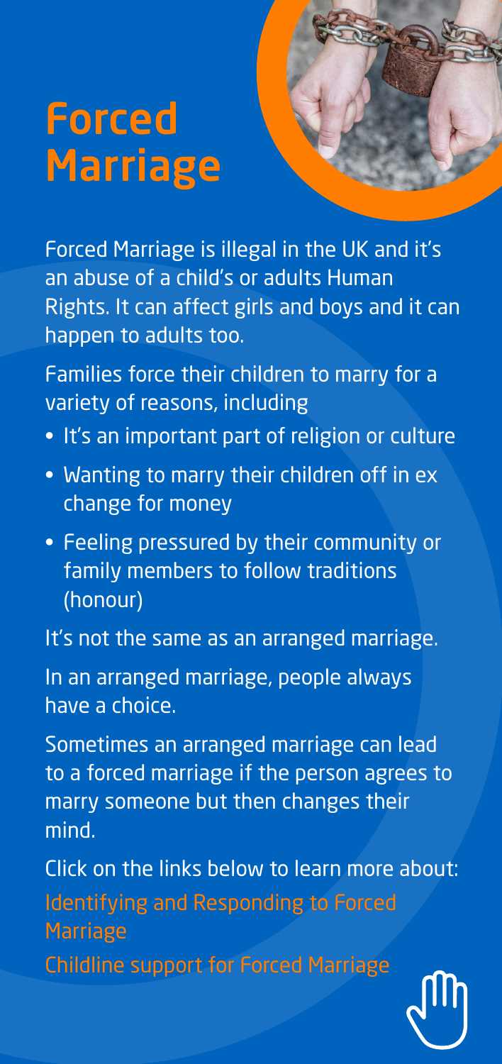# Forced Marriage

Forced Marriage is illegal in the UK and it's an abuse of a child's or adults Human Rights. It can affect girls and boys and it can happen to adults too.

Families force their children to marry for a variety of reasons, including

- It's an important part of religion or culture
- Wanting to marry their children off in ex change for money
- Feeling pressured by their community or family members to follow traditions (honour)

It's not the same as an arranged marriage.

In an arranged marriage, people always have a choice.

Sometimes an arranged marriage can lead to a forced marriage if the person agrees to marry someone but then changes their mind.

Click on the links below to learn more about:

Identifying and Responding to Forced Marriage

Childline support for Forced Marriage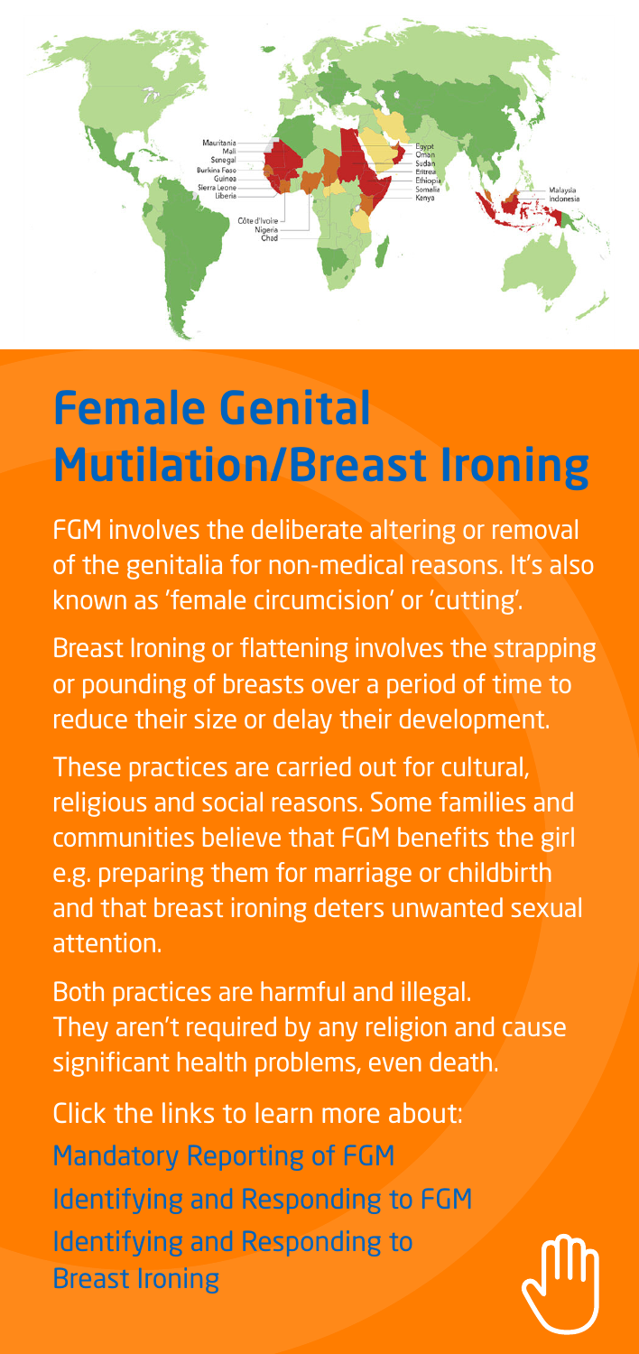# Female Genital Mutilation/Breast Ironing

FGM involves the deliberate altering or removal of the genitalia for non-medical reasons. It's also known as 'female circumcision' or 'cutting'.

Breast Ironing or flattening involves the strapping or pounding of breasts over a period of time to reduce their size or delay their development.

These practices are carried out for cultural, religious and social reasons. Some families and communities believe that FGM benefits the girl e.g. preparing them for marriage or childbirth and that breast ironing deters unwanted sexual attention.

Both practices are harmful and illegal. They aren't required by any religion and cause significant health problems, even death.

Click the links to learn more about:

Mandatory Reporting of FGM

Identifying and Responding to FGM

Identifying and Responding to Breast Ironing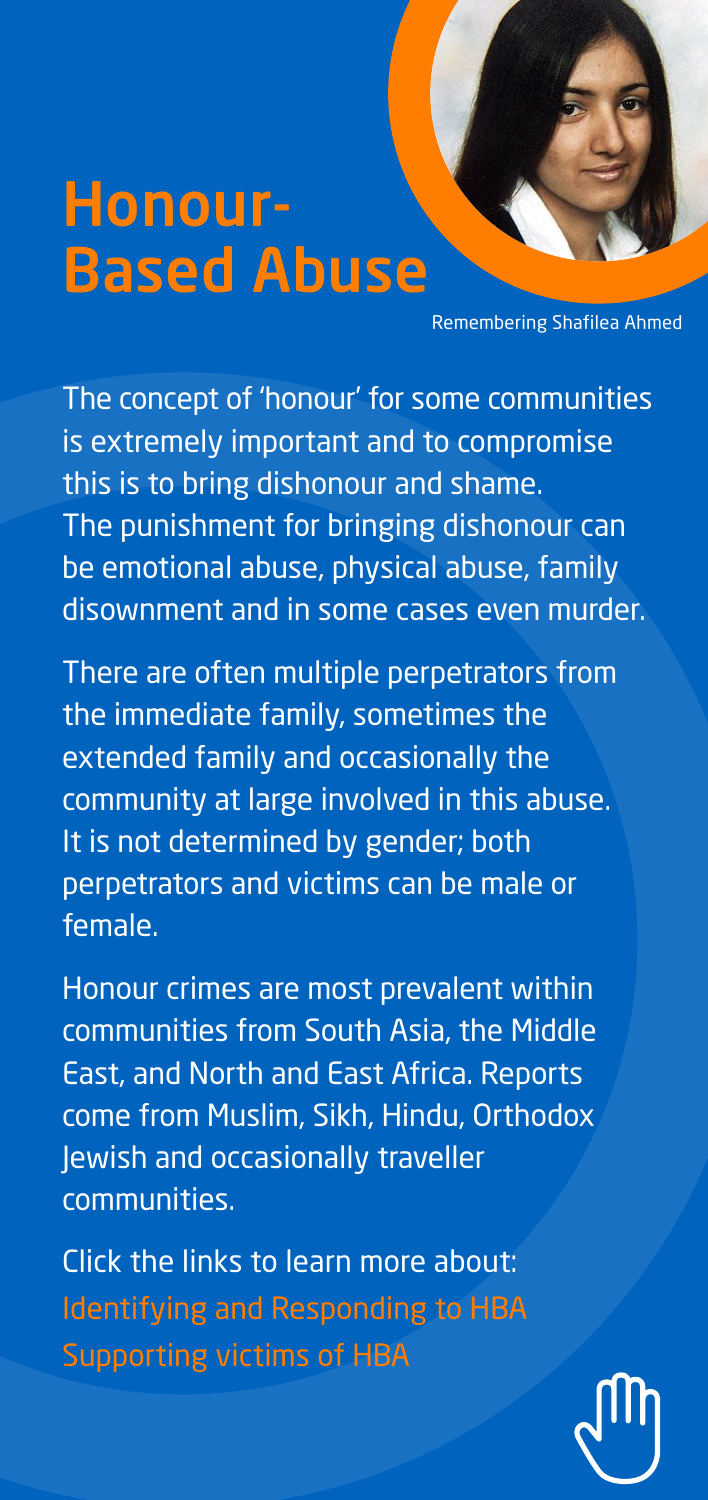# Honour-Based Abuse

Remembering Shafilea Ahmed

The concept of 'honour' for some communities is extremely important and to compromise this is to bring dishonour and shame. The punishment for bringing dishonour can be emotional abuse, physical abuse, family disownment and in some cases even murder.

There are often multiple perpetrators from the immediate family, sometimes the extended family and occasionally the community at large involved in this abuse. It is not determined by gender; both perpetrators and victims can be male or female.

Honour crimes are most prevalent within communities from South Asia, the Middle East, and North and East Africa. Reports come from Muslim, Sikh, Hindu, Orthodox Jewish and occasionally traveller communities.

Click the links to learn more about:

Identifying and Responding to HBA

Supporting victims of HBA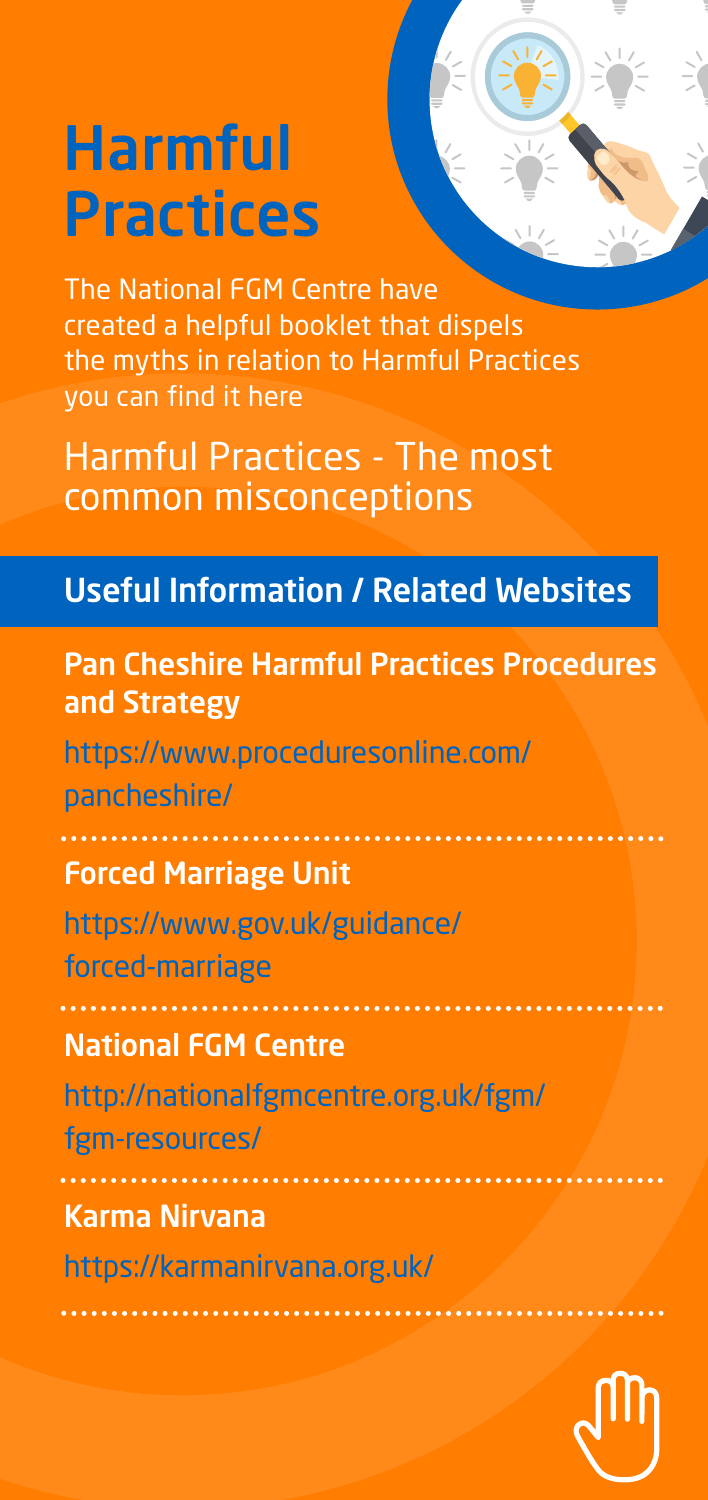# Harmful Practices

The National FGM Centre have created a helpful booklet that dispels the myths in relation to Harmful Practices you can find it here

Harmful Practices - The most common misconceptions

## Useful Information / Related Websites

### Pan Cheshire Harmful Practices Procedures and Strategy

https://www.proceduresonline.com/pancheshire/

### Forced Marriage Unit

https://www.gov.uk/guidance/forced-marriage

### National FGM Centre

http://nationalfgmcentre.org.uk/fgm/fgm-resources/

### Karma Nirvana

https://karmanirvana.org.uk/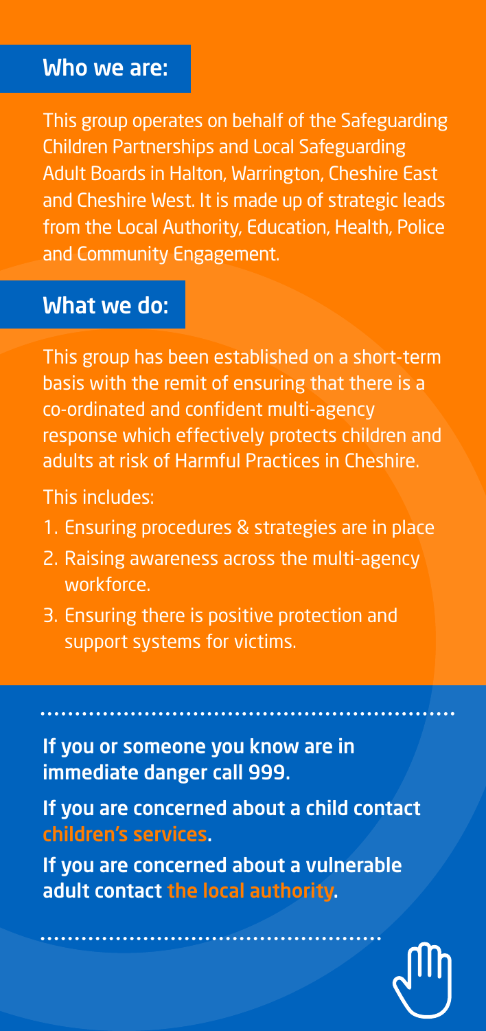## Who we are:

This group operates on behalf of the Safeguarding Children Partnerships and Local Safeguarding Adult Boards in Halton, Warrington, Cheshire East and Cheshire West. It is made up of strategic leads from the Local Authority, Education, Health, Police and Community Engagement.

## What we do:

This group has been established on a short-term basis with the remit of ensuring that there is a co-ordinated and confident multi-agency response which effectively protects children and adults at risk of Harmful Practices in Cheshire.

This includes:

1. Ensuring procedures & strategies are in place
2. Raising awareness across the multi-agency workforce.
3. Ensuring there is positive protection and support systems for victims.

**If you or someone you know are in immediate danger call 999.**

**If you are concerned about a child contact children's services.**

**If you are concerned about a vulnerable adult contact the local authority.**